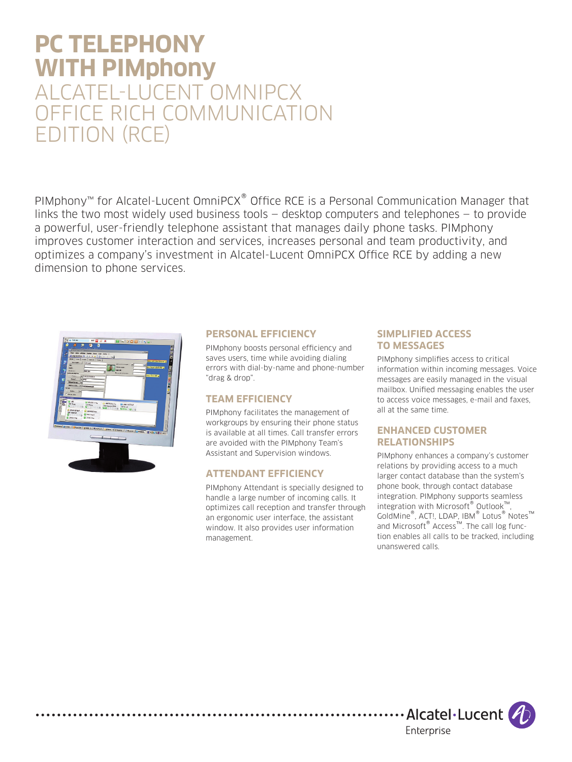# PC TELEPHONY WITH PIMphony

## ALCATEL-LUCENT OMNIPCX OFFICE RICH COMMUNICATION EDITION (RCE)

PIMphony™ for Alcatel-Lucent OmniPCX® Office RCE is a Personal Communication Manager that links the two most widely used business tools – desktop computers and telephones – to provide a powerful, user-friendly telephone assistant that manages daily phone tasks. PIMphony improves customer interaction and services, increases personal and team productivity, and optimizes a company's investment in Alcatel-Lucent OmniPCX Office RCE by adding a new dimension to phone services.

### PERSONAL EFFICIENCY

PIMphony boosts personal efficiency and saves users, time while avoiding dialing errors with dial-by-name and phone-number "drag & drop".

### TEAM EFFICIENCY

PIMphony facilitates the management of workgroups by ensuring their phone status is available at all times. Call transfer errors are avoided with the PIMphony Team's Assistant and Supervision windows.

### ATTENDANT EFFICIENCY

PIMphony Attendant is specially designed to handle a large number of incoming calls. It optimizes call reception and transfer through an ergonomic user interface, the assistant window. It also provides user information management.

### SIMPLIFIED ACCESS TO MESSAGES

PIMphony simplifies access to critical information within incoming messages. Voice messages are easily managed in the visual mailbox. Unified messaging enables the user to access voice messages, e-mail and faxes, all at the same time.

### ENHANCED CUSTOMER RELATIONSHIPS

PIMphony enhances a company's customer relations by providing access to a much larger contact database than the system's phone book, through contact database integration. PIMphony supports seamless integration with Microsoft® Outlook™, GoldMine®, ACT!, LDAP, IBM® Lotus® Notes™ and Microsoft® Access™. The call log function enables all calls to be tracked, including unanswered calls.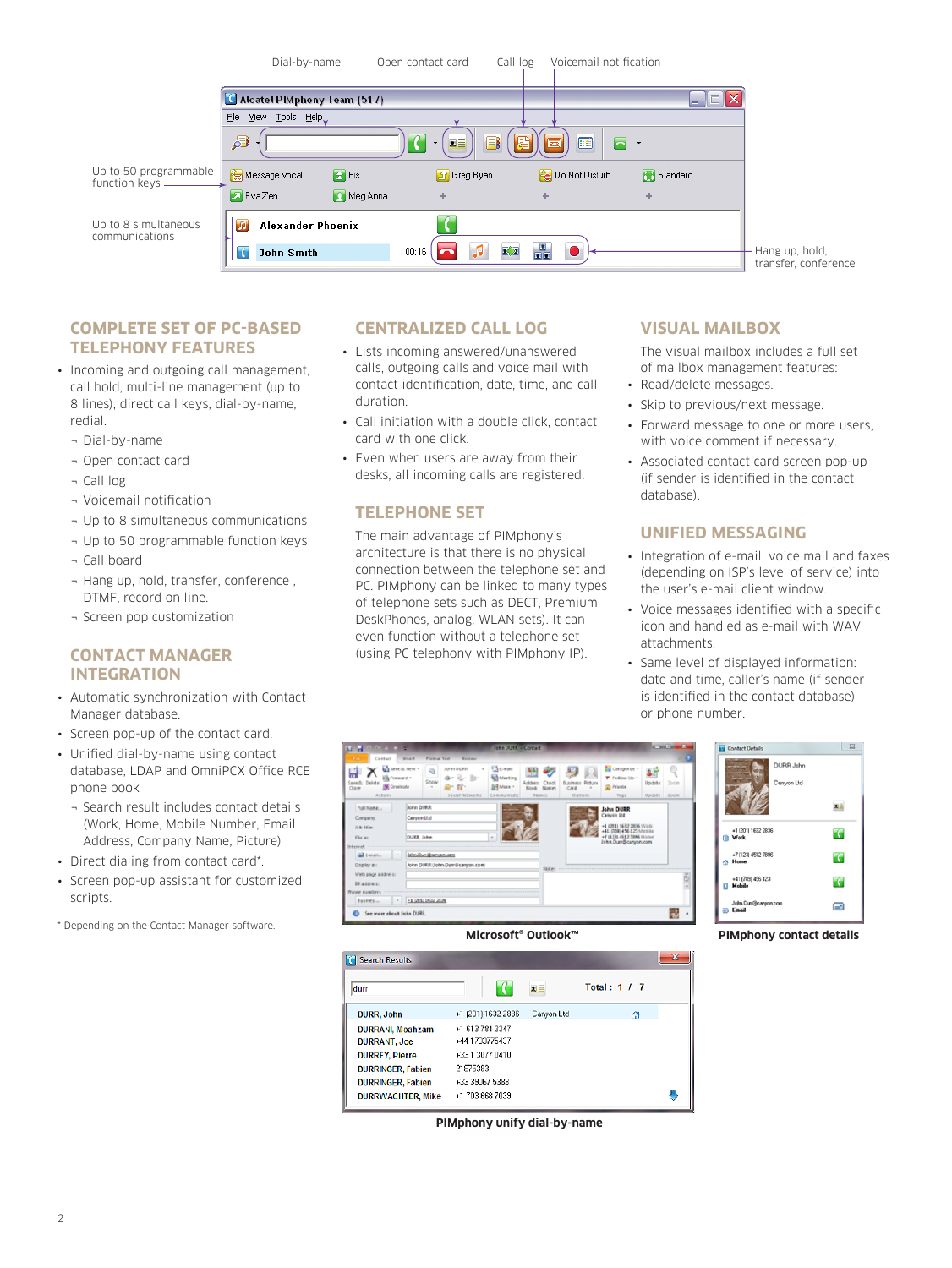## COMPLETE SET OF PC-BASED TELEPHONY FEATURES

- Incoming and outgoing call management, call hold, multi-line management (up to 8 lines), direct call keys, dial-by-name, redial.
  - Dial-by-name
  - Open contact card
  - Call log
  - Voicemail notification
  - Up to 8 simultaneous communications
  - Up to 50 programmable function keys
  - Call board
  - Hang up, hold, transfer, conference , DTMF, record on line.
  - Screen pop customization

## CONTACT MANAGER INTEGRATION

- Automatic synchronization with Contact Manager database.
- Screen pop-up of the contact card.
- Unified dial-by-name using contact database, LDAP and OmniPCX Office RCE phone book
  - Search result includes contact details (Work, Home, Mobile Number, Email Address, Company Name, Picture)
- Direct dialing from contact card*.
- Screen pop-up assistant for customized scripts.

* Depending on the Contact Manager software.

## CENTRALIZED CALL LOG

- Lists incoming answered/unanswered calls, outgoing calls and voice mail with contact identification, date, time, and call duration.
- Call initiation with a double click, contact card with one click.
- Even when users are away from their desks, all incoming calls are registered.

## TELEPHONE SET

The main advantage of PIMphony's architecture is that there is no physical connection between the telephone set and PC. PIMphony can be linked to many types of telephone sets such as DECT, Premium DeskPhones, analog, WLAN sets). It can even function without a telephone set (using PC telephony with PIMphony IP).

## VISUAL MAILBOX

The visual mailbox includes a full set of mailbox management features:

- Read/delete messages.
- Skip to previous/next message.
- Forward message to one or more users, with voice comment if necessary.
- Associated contact card screen pop-up (if sender is identified in the contact database).

## UNIFIED MESSAGING

- Integration of e-mail, voice mail and faxes (depending on ISP's level of service) into the user's e-mail client window.
- Voice messages identified with a specific icon and handled as e-mail with WAV attachments.
- Same level of displayed information: date and time, caller's name (if sender is identified in the contact database) or phone number.

Microsoft® Outlook™

PIMphony contact details

PIMphony unify dial-by-name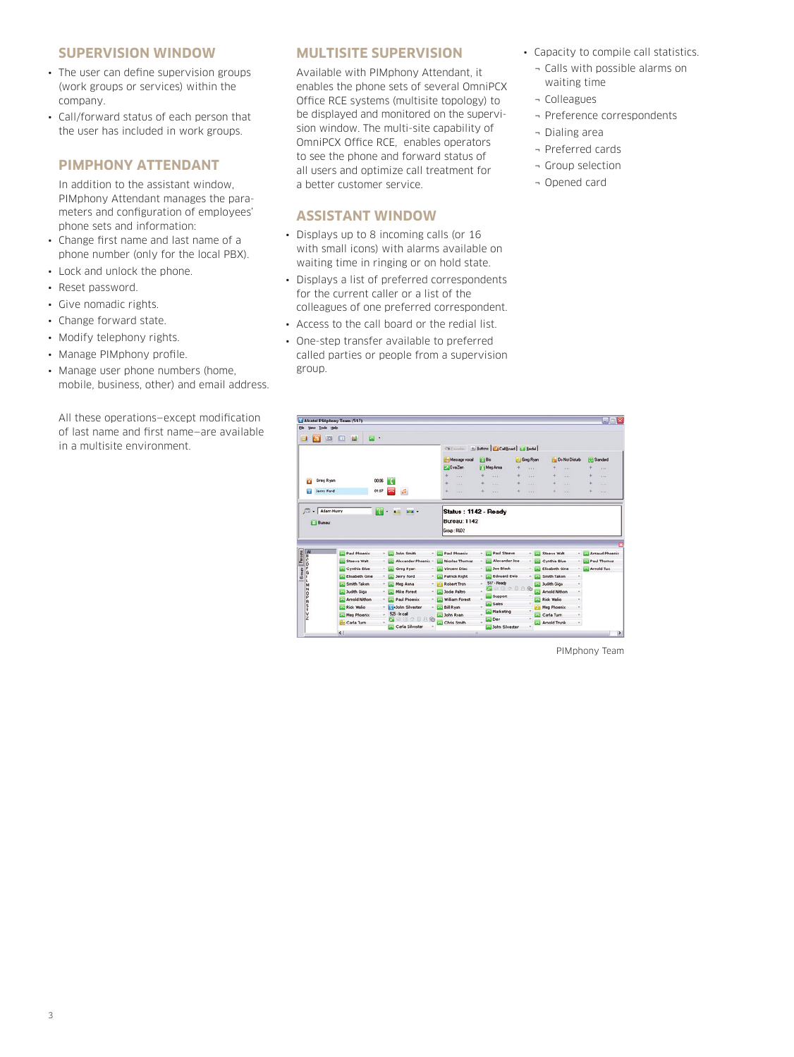## SUPERVISION WINDOW

- The user can define supervision groups (work groups or services) within the company.
- Call/forward status of each person that the user has included in work groups.

## PIMPHONY ATTENDANT

In addition to the assistant window, PIMphony Attendant manages the parameters and configuration of employees' phone sets and information:

- Change first name and last name of a phone number (only for the local PBX).
- Lock and unlock the phone.
- Reset password.
- Give nomadic rights.
- Change forward state.
- Modify telephony rights.
- Manage PIMphony profile.
- Manage user phone numbers (home, mobile, business, other) and email address.

All these operations—except modification of last name and first name—are available in a multisite environment.

## MULTISITE SUPERVISION

Available with PIMphony Attendant, it enables the phone sets of several OmniPCX Office RCE systems (multisite topology) to be displayed and monitored on the supervision window. The multi-site capability of OmniPCX Office RCE, enables operators to see the phone and forward status of all users and optimize call treatment for a better customer service.

## ASSISTANT WINDOW

- Displays up to 8 incoming calls (or 16 with small icons) with alarms available on waiting time in ringing or on hold state.
- Displays a list of preferred correspondents for the current caller or a list of the colleagues of one preferred correspondent.
- Access to the call board or the redial list.
- One-step transfer available to preferred called parties or people from a supervision group.
- Capacity to compile call statistics.
  - ¬ Calls with possible alarms on waiting time
  - ¬ Colleagues
  - ¬ Preference correspondents
  - ¬ Dialing area
  - ¬ Preferred cards
  - ¬ Group selection
  - ¬ Opened card

PIMphony Team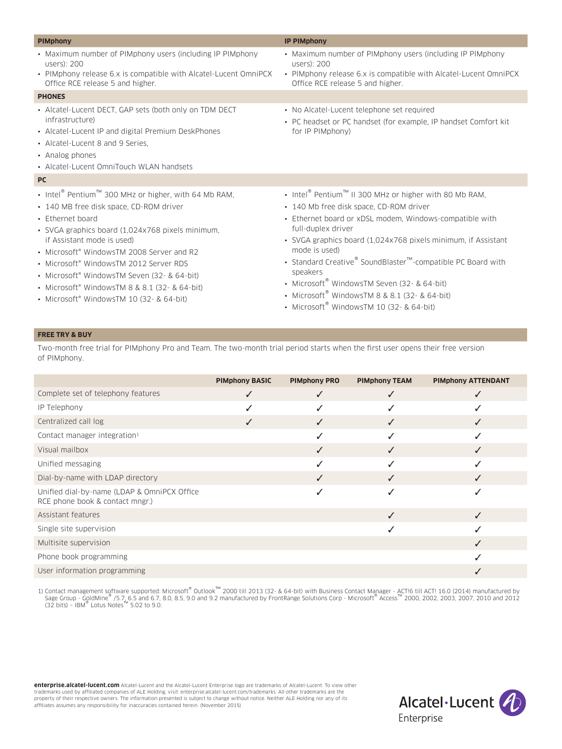| PIMphony | IP PIMphony |
|---|---|
| • Maximum number of PIMphony users (including IP PIMphony users): 200<br>• PIMphony release 6.x is compatible with Alcatel-Lucent OmniPCX Office RCE release 5 and higher. | • Maximum number of PIMphony users (including IP PIMphony users): 200<br>• PIMphony release 6.x is compatible with Alcatel-Lucent OmniPCX Office RCE release 5 and higher. |
| **PHONES** | |
| • Alcatel-Lucent DECT, GAP sets (both only on TDM DECT infrastructure)<br>• Alcatel-Lucent IP and digital Premium DeskPhones<br>• Alcatel-Lucent 8 and 9 Series,<br>• Analog phones<br>• Alcatel-Lucent OmniTouch WLAN handsets | • No Alcatel-Lucent telephone set required<br>• PC headset or PC handset (for example, IP handset Comfort kit for IP PIMphony) |
| **PC** | |
| • Intel® Pentium™ 300 MHz or higher, with 64 Mb RAM,<br>• 140 MB free disk space, CD-ROM driver<br>• Ethernet board<br>• SVGA graphics board (1,024x768 pixels minimum, if Assistant mode is used)<br>• Microsoft® WindowsTM 2008 Server and R2<br>• Microsoft® WindowsTM 2012 Server RDS<br>• Microsoft® WindowsTM Seven (32- & 64-bit)<br>• Microsoft® WindowsTM 8 & 8.1 (32- & 64-bit)<br>• Microsoft® WindowsTM 10 (32- & 64-bit) | • Intel® Pentium™ II 300 MHz or higher with 80 Mb RAM,<br>• 140 Mb free disk space, CD-ROM driver<br>• Ethernet board or xDSL modem, Windows-compatible with full-duplex driver<br>• SVGA graphics board (1,024x768 pixels minimum, if Assistant mode is used)<br>• Standard Creative® SoundBlaster™-compatible PC Board with speakers<br>• Microsoft® WindowsTM Seven (32- & 64-bit)<br>• Microsoft® WindowsTM 8 & 8.1 (32- & 64-bit)<br>• Microsoft® WindowsTM 10 (32- & 64-bit) |

## FREE TRY & BUY

Two-month free trial for PIMphony Pro and Team. The two-month trial period starts when the first user opens their free version of PIMphony.

| | PIMphony BASIC | PIMphony PRO | PIMphony TEAM | PIMphony ATTENDANT |
|---|---|---|---|---|
| Complete set of telephony features | ✓ | ✓ | ✓ | ✓ |
| IP Telephony | ✓ | ✓ | ✓ | ✓ |
| Centralized call log | ✓ | ✓ | ✓ | ✓ |
| Contact manager integration[1] | | ✓ | ✓ | ✓ |
| Visual mailbox | | ✓ | ✓ | ✓ |
| Unified messaging | | ✓ | ✓ | ✓ |
| Dial-by-name with LDAP directory | | ✓ | ✓ | ✓ |
| Unified dial-by-name (LDAP & OmniPCX Office RCE phone book & contact mngr.) | | ✓ | ✓ | ✓ |
| Assistant features | | | ✓ | ✓ |
| Single site supervision | | | ✓ | ✓ |
| Multisite supervision | | | | ✓ |
| Phone book programming | | | | ✓ |
| User information programming | | | | ✓ |

1) Contact management software supported: Microsoft® Outlook™ 2000 till 2013 (32- & 64-bit) with Business Contact Manager - ACT!6 till ACT! 16.0 (2014) manufactured by Sage Group - GoldMine® /5.7, 6.5 and 6.7, 8.0, 8.5, 9.0 and 9.2 manufactured by FrontRange Solutions Corp - Microsoft® Access™ 2000, 2002, 2003, 2007, 2010 and 2012 (32 bits) – IBM® Lotus Notes™ 5.02 to 9.0.

**enterprise.alcatel-lucent.com** Alcatel-Lucent and the Alcatel-Lucent Enterprise logo are trademarks of Alcatel-Lucent. To view other trademarks used by affiliated companies of ALE Holding, visit: enterprise.alcatel-lucent.com/trademarks. All other trademarks are the property of their respective owners. The information presented is subject to change without notice. Neither ALE Holding nor any of its affiliates assumes any responsibility for inaccuracies contained herein. (November 2015)

Alcatel·Lucent Enterprise